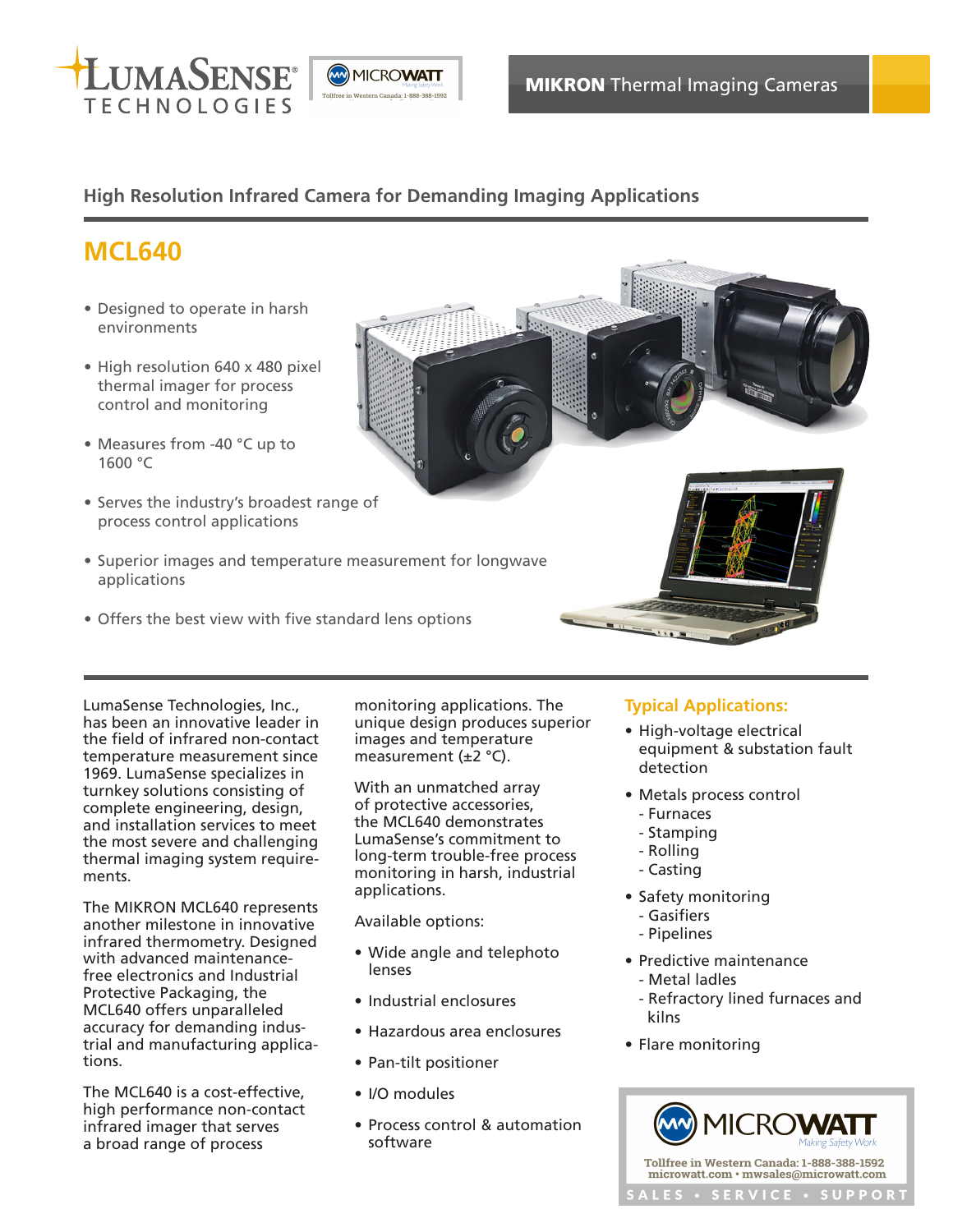LumaSense Technologies

MICROWATT

Tollfree in Western Canada: 1-888-388-1592

**MIKRON** Thermal Imaging Cameras

## High Resolution Infrared Camera for Demanding Imaging Applications

# MCL640

- Designed to operate in harsh environments
- High resolution 640 x 480 pixel thermal imager for process control and monitoring
- Measures from -40 °C up to 1600 °C
- Serves the industry's broadest range of process control applications
- Superior images and temperature measurement for longwave applications
- Offers the best view with five standard lens options

LumaSense Technologies, Inc., has been an innovative leader in the field of infrared non-contact temperature measurement since 1969. LumaSense specializes in turnkey solutions consisting of complete engineering, design, and installation services to meet the most severe and challenging thermal imaging system requirements.

The MIKRON MCL640 represents another milestone in innovative infrared thermometry. Designed with advanced maintenance-free electronics and Industrial Protective Packaging, the MCL640 offers unparalleled accuracy for demanding industrial and manufacturing applications.

The MCL640 is a cost-effective, high performance non-contact infrared imager that serves a broad range of process monitoring applications. The unique design produces superior images and temperature measurement (±2 °C).

With an unmatched array of protective accessories, the MCL640 demonstrates LumaSense's commitment to long-term trouble-free process monitoring in harsh, industrial applications.

Available options:

- Wide angle and telephoto lenses
- Industrial enclosures
- Hazardous area enclosures
- Pan-tilt positioner
- I/O modules
- Process control & automation software

### Typical Applications:

- High-voltage electrical equipment & substation fault detection
- Metals process control
  - Furnaces
  - Stamping
  - Rolling
  - Casting
- Safety monitoring
  - Gasifiers
  - Pipelines
- Predictive maintenance
  - Metal ladles
  - Refractory lined furnaces and kilns
- Flare monitoring

MICROWATT
*Making Safety Work*

Tollfree in Western Canada: 1-888-388-1592
microwatt.com • mwsales@microwatt.com

SALES • SERVICE • SUPPORT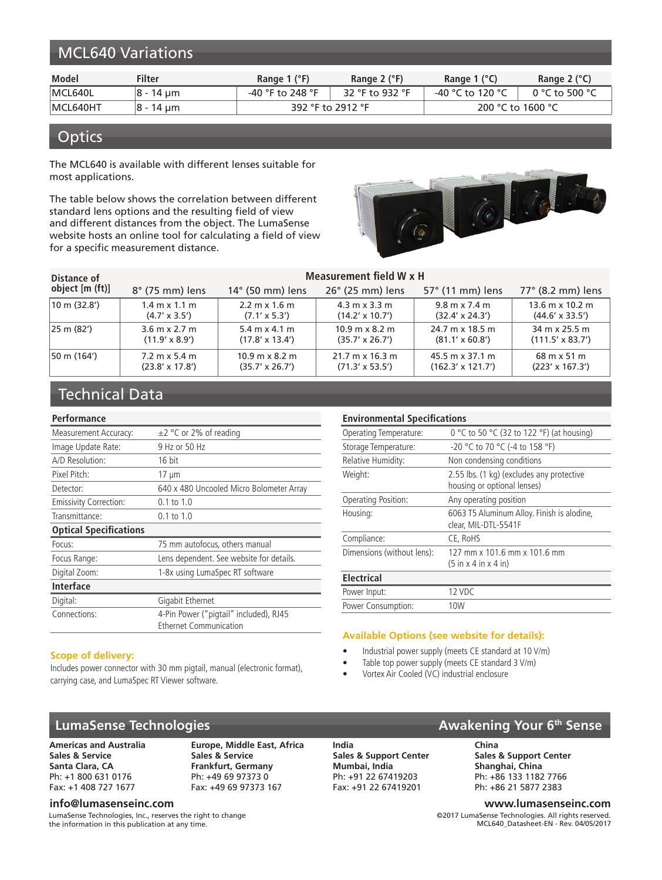## MCL640 Variations

| Model | Filter | Range 1 (°F) | Range 2 (°F) | Range 1 (°C) | Range 2 (°C) |
|---|---|---|---|---|---|
| MCL640L | 8 - 14 µm | -40 °F to 248 °F | 32 °F to 932 °F | -40 °C to 120 °C | 0 °C to 500 °C |
| MCL640HT | 8 - 14 µm | 392 °F to 2912 °F | | 200 °C to 1600 °C | |

## Optics

The MCL640 is available with different lenses suitable for most applications.

The table below shows the correlation between different standard lens options and the resulting field of view and different distances from the object. The LumaSense website hosts an online tool for calculating a field of view for a specific measurement distance.

| Distance of object [m (ft)] | Measurement field W x H | | | | |
|---|---|---|---|---|---|
| | 8° (75 mm) lens | 14° (50 mm) lens | 26° (25 mm) lens | 57° (11 mm) lens | 77° (8.2 mm) lens |
| 10 m (32.8') | 1.4 m x 1.1 m (4.7' x 3.5') | 2.2 m x 1.6 m (7.1' x 5.3') | 4.3 m x 3.3 m (14.2' x 10.7') | 9.8 m x 7.4 m (32.4' x 24.3') | 13.6 m x 10.2 m (44.6' x 33.5') |
| 25 m (82') | 3.6 m x 2.7 m (11.9' x 8.9') | 5.4 m x 4.1 m (17.8' x 13.4') | 10.9 m x 8.2 m (35.7' x 26.7') | 24.7 m x 18.5 m (81.1' x 60.8') | 34 m x 25.5 m (111.5' x 83.7') |
| 50 m (164') | 7.2 m x 5.4 m (23.8' x 17.8') | 10.9 m x 8.2 m (35.7' x 26.7') | 21.7 m x 16.3 m (71.3' x 53.5') | 45.5 m x 37.1 m (162.3' x 121.7') | 68 m x 51 m (223' x 167.3') |

## Technical Data

| Performance | |
|---|---|
| Measurement Accuracy: | ±2 °C or 2% of reading |
| Image Update Rate: | 9 Hz or 50 Hz |
| A/D Resolution: | 16 bit |
| Pixel Pitch: | 17 µm |
| Detector: | 640 x 480 Uncooled Micro Bolometer Array |
| Emissivity Correction: | 0.1 to 1.0 |
| Transmittance: | 0.1 to 1.0 |
| **Optical Specifications** | |
| Focus: | 75 mm autofocus, others manual |
| Focus Range: | Lens dependent. See website for details. |
| Digital Zoom: | 1-8x using LumaSpec RT software |
| **Interface** | |
| Digital: | Gigabit Ethernet |
| Connections: | 4-Pin Power ("pigtail" included), RJ45 Ethernet Communication |

**Scope of delivery:**

Includes power connector with 30 mm pigtail, manual (electronic format), carrying case, and LumaSpec RT Viewer software.

| Environmental Specifications | |
|---|---|
| Operating Temperature: | 0 °C to 50 °C (32 to 122 °F) (at housing) |
| Storage Temperature: | -20 °C to 70 °C (-4 to 158 °F) |
| Relative Humidity: | Non condensing conditions |
| Weight: | 2.55 lbs. (1 kg) (excludes any protective housing or optional lenses) |
| Operating Position: | Any operating position |
| Housing: | 6063 T5 Aluminum Alloy. Finish is alodine, clear, MIL-DTL-5541F |
| Compliance: | CE, RoHS |
| Dimensions (without lens): | 127 mm x 101.6 mm x 101.6 mm (5 in x 4 in x 4 in) |
| **Electrical** | |
| Power Input: | 12 VDC |
| Power Consumption: | 10W |

**Available Options (see website for details):**

- Industrial power supply (meets CE standard at 10 V/m)
- Table top power supply (meets CE standard 3 V/m)
- Vortex Air Cooled (VC) industrial enclosure

## LumaSense Technologies

**Awakening Your 6th Sense**

**Americas and Australia**
**Sales & Service**
**Santa Clara, CA**
Ph: +1 800 631 0176
Fax: +1 408 727 1677

**Europe, Middle East, Africa**
**Sales & Service**
**Frankfurt, Germany**
Ph: +49 69 97373 0
Fax: +49 69 97373 167

**India**
**Sales & Support Center**
**Mumbai, India**
Ph: +91 22 67419203
Fax: +91 22 67419201

**China**
**Sales & Support Center**
**Shanghai, China**
Ph: +86 133 1182 7766
Fax: +86 21 5877 2383

**info@lumasenseinc.com**

LumaSense Technologies, Inc., reserves the right to change the information in this publication at any time.

**www.lumasenseinc.com**

©2017 LumaSense Technologies. All rights reserved.
MCL640_Datasheet-EN - Rev. 04/05/2017